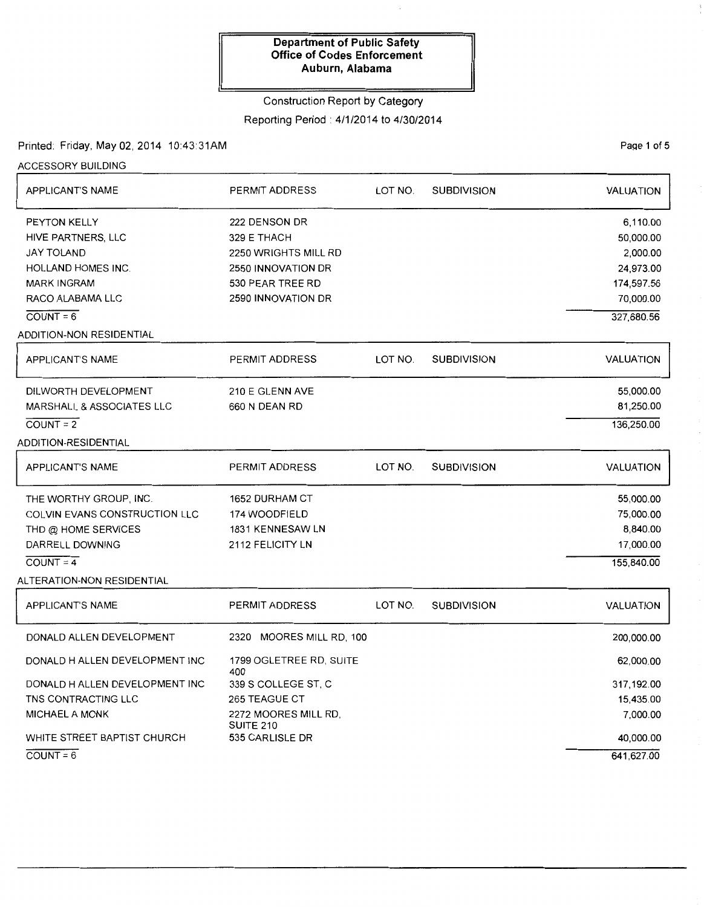**Department of Public Safety**
**Office of Codes Enforcement**
**Auburn, Alabama**

Construction Report by Category

Reporting Period : 4/1/2014 to 4/30/2014

Printed: Friday, May 02, 2014 10:43:31AM

## ACCESSORY BUILDING

| APPLICANT'S NAME | PERMIT ADDRESS | LOT NO. | SUBDIVISION | VALUATION |
|---|---|---|---|---|
| PEYTON KELLY | 222 DENSON DR | | | 6,110.00 |
| HIVE PARTNERS, LLC | 329 E THACH | | | 50,000.00 |
| JAY TOLAND | 2250 WRIGHTS MILL RD | | | 2,000.00 |
| HOLLAND HOMES INC. | 2550 INNOVATION DR | | | 24,973.00 |
| MARK INGRAM | 530 PEAR TREE RD | | | 174,597.56 |
| RACO ALABAMA LLC | 2590 INNOVATION DR | | | 70,000.00 |
| COUNT = 6 | | | | 327,680.56 |

## ADDITION-NON RESIDENTIAL

| APPLICANT'S NAME | PERMIT ADDRESS | LOT NO. | SUBDIVISION | VALUATION |
|---|---|---|---|---|
| DILWORTH DEVELOPMENT | 210 E GLENN AVE | | | 55,000.00 |
| MARSHALL & ASSOCIATES LLC | 660 N DEAN RD | | | 81,250.00 |
| COUNT = 2 | | | | 136,250.00 |

## ADDITION-RESIDENTIAL

| APPLICANT'S NAME | PERMIT ADDRESS | LOT NO. | SUBDIVISION | VALUATION |
|---|---|---|---|---|
| THE WORTHY GROUP, INC. | 1652 DURHAM CT | | | 55,000.00 |
| COLVIN EVANS CONSTRUCTION LLC | 174 WOODFIELD | | | 75,000.00 |
| THD @ HOME SERVICES | 1831 KENNESAW LN | | | 8,840.00 |
| DARRELL DOWNING | 2112 FELICITY LN | | | 17,000.00 |
| COUNT = 4 | | | | 155,840.00 |

## ALTERATION-NON RESIDENTIAL

| APPLICANT'S NAME | PERMIT ADDRESS | LOT NO. | SUBDIVISION | VALUATION |
|---|---|---|---|---|
| DONALD ALLEN DEVELOPMENT | 2320 MOORES MILL RD, 100 | | | 200,000.00 |
| DONALD H ALLEN DEVELOPMENT INC | 1799 OGLETREE RD, SUITE 400 | | | 62,000.00 |
| DONALD H ALLEN DEVELOPMENT INC | 339 S COLLEGE ST, C | | | 317,192.00 |
| TNS CONTRACTING LLC | 265 TEAGUE CT | | | 15,435.00 |
| MICHAEL A MONK | 2272 MOORES MILL RD, SUITE 210 | | | 7,000.00 |
| WHITE STREET BAPTIST CHURCH | 535 CARLISLE DR | | | 40,000.00 |
| COUNT = 6 | | | | 641,627.00 |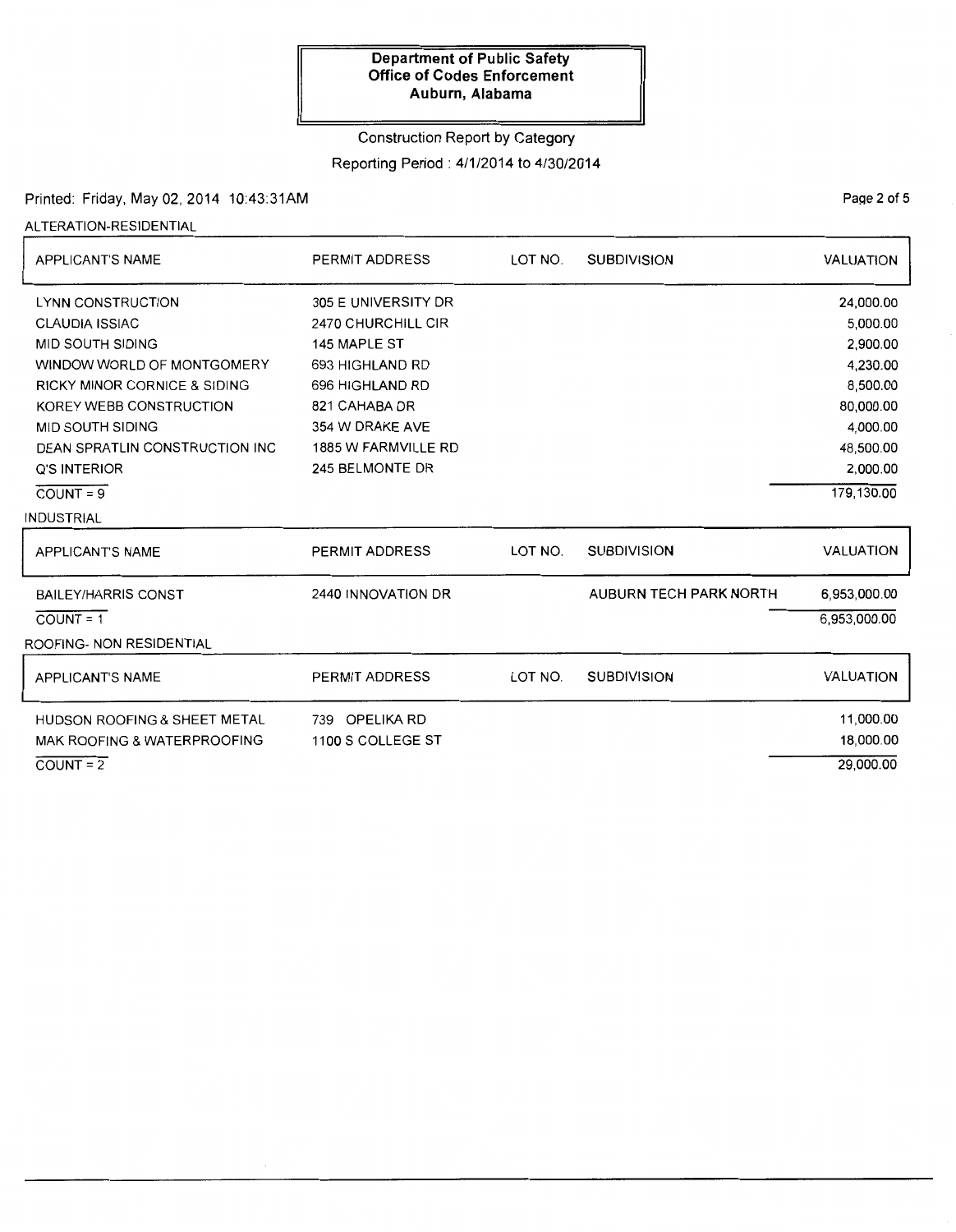# Department of Public Safety
## Office of Codes Enforcement
### Auburn, Alabama

Construction Report by Category

Reporting Period : 4/1/2014 to 4/30/2014

Printed: Friday, May 02, 2014 10:43:31AM

ALTERATION-RESIDENTIAL

| APPLICANT'S NAME | PERMIT ADDRESS | LOT NO. | SUBDIVISION | VALUATION |
|---|---|---|---|---|
| LYNN CONSTRUCTION | 305 E UNIVERSITY DR | | | 24,000.00 |
| CLAUDIA ISSIAC | 2470 CHURCHILL CIR | | | 5,000.00 |
| MID SOUTH SIDING | 145 MAPLE ST | | | 2,900.00 |
| WINDOW WORLD OF MONTGOMERY | 693 HIGHLAND RD | | | 4,230.00 |
| RICKY MINOR CORNICE & SIDING | 696 HIGHLAND RD | | | 8,500.00 |
| KOREY WEBB CONSTRUCTION | 821 CAHABA DR | | | 80,000.00 |
| MID SOUTH SIDING | 354 W DRAKE AVE | | | 4,000.00 |
| DEAN SPRATLIN CONSTRUCTION INC | 1885 W FARMVILLE RD | | | 48,500.00 |
| Q'S INTERIOR | 245 BELMONTE DR | | | 2,000.00 |
| COUNT = 9 | | | | 179,130.00 |

INDUSTRIAL

| APPLICANT'S NAME | PERMIT ADDRESS | LOT NO. | SUBDIVISION | VALUATION |
|---|---|---|---|---|
| BAILEY/HARRIS CONST | 2440 INNOVATION DR | | AUBURN TECH PARK NORTH | 6,953,000.00 |
| COUNT = 1 | | | | 6,953,000.00 |

ROOFING- NON RESIDENTIAL

| APPLICANT'S NAME | PERMIT ADDRESS | LOT NO. | SUBDIVISION | VALUATION |
|---|---|---|---|---|
| HUDSON ROOFING & SHEET METAL | 739 OPELIKA RD | | | 11,000.00 |
| MAK ROOFING & WATERPROOFING | 1100 S COLLEGE ST | | | 18,000.00 |
| COUNT = 2 | | | | 29,000.00 |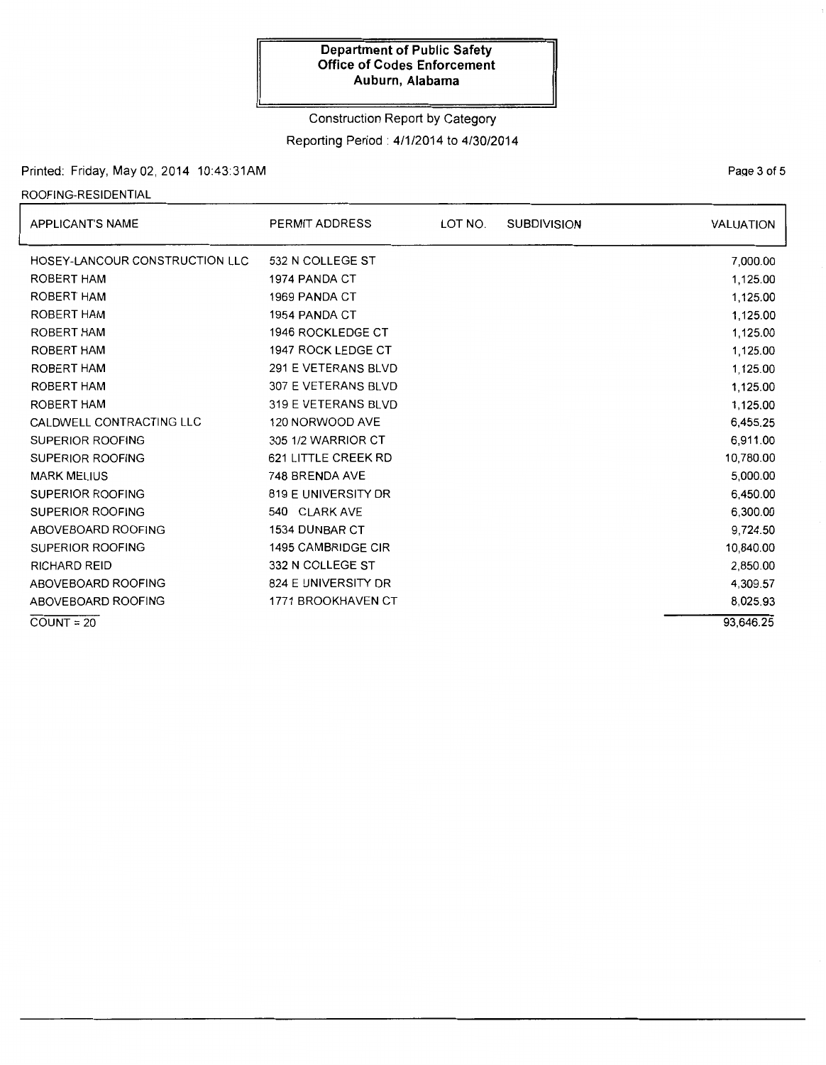**Department of Public Safety**
**Office of Codes Enforcement**
**Auburn, Alabama**

Construction Report by Category

Reporting Period : 4/1/2014 to 4/30/2014

Printed: Friday, May 02, 2014 10:43:31AM

ROOFING-RESIDENTIAL

| APPLICANT'S NAME | PERMIT ADDRESS | LOT NO. | SUBDIVISION | VALUATION |
|---|---|---|---|---|
| HOSEY-LANCOUR CONSTRUCTION LLC | 532 N COLLEGE ST | | | 7,000.00 |
| ROBERT HAM | 1974 PANDA CT | | | 1,125.00 |
| ROBERT HAM | 1969 PANDA CT | | | 1,125.00 |
| ROBERT HAM | 1954 PANDA CT | | | 1,125.00 |
| ROBERT HAM | 1946 ROCKLEDGE CT | | | 1,125.00 |
| ROBERT HAM | 1947 ROCK LEDGE CT | | | 1,125.00 |
| ROBERT HAM | 291 E VETERANS BLVD | | | 1,125.00 |
| ROBERT HAM | 307 E VETERANS BLVD | | | 1,125.00 |
| ROBERT HAM | 319 E VETERANS BLVD | | | 1,125.00 |
| CALDWELL CONTRACTING LLC | 120 NORWOOD AVE | | | 6,455.25 |
| SUPERIOR ROOFING | 305 1/2 WARRIOR CT | | | 6,911.00 |
| SUPERIOR ROOFING | 621 LITTLE CREEK RD | | | 10,780.00 |
| MARK MELIUS | 748 BRENDA AVE | | | 5,000.00 |
| SUPERIOR ROOFING | 819 E UNIVERSITY DR | | | 6,450.00 |
| SUPERIOR ROOFING | 540 CLARK AVE | | | 6,300.00 |
| ABOVEBOARD ROOFING | 1534 DUNBAR CT | | | 9,724.50 |
| SUPERIOR ROOFING | 1495 CAMBRIDGE CIR | | | 10,840.00 |
| RICHARD REID | 332 N COLLEGE ST | | | 2,850.00 |
| ABOVEBOARD ROOFING | 824 E UNIVERSITY DR | | | 4,309.57 |
| ABOVEBOARD ROOFING | 1771 BROOKHAVEN CT | | | 8,025.93 |
| COUNT = 20 | | | | 93,646.25 |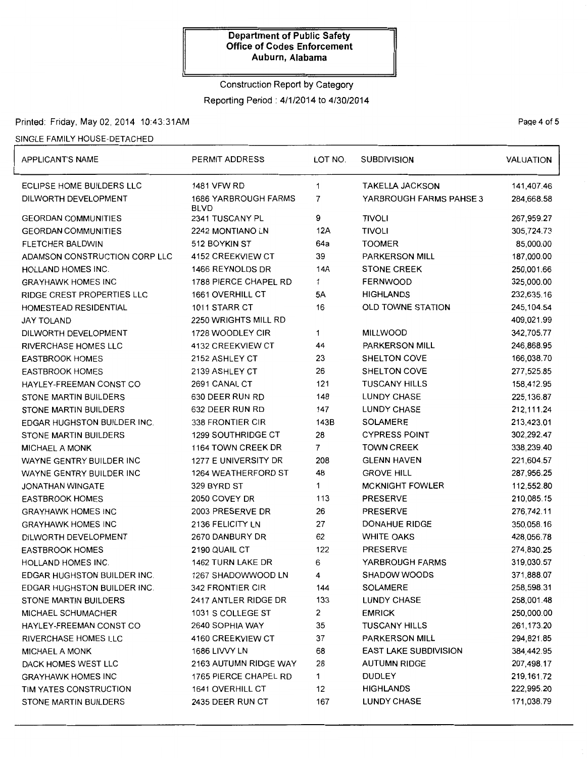**Department of Public Safety**
**Office of Codes Enforcement**
**Auburn, Alabama**

Construction Report by Category

Reporting Period : 4/1/2014 to 4/30/2014

Printed: Friday, May 02, 2014 10:43:31AM

SINGLE FAMILY HOUSE-DETACHED

| APPLICANT'S NAME | PERMIT ADDRESS | LOT NO. | SUBDIVISION | VALUATION |
|---|---|---|---|---|
| ECLIPSE HOME BUILDERS LLC | 1481 VFW RD | 1 | TAKELLA JACKSON | 141,407.46 |
| DILWORTH DEVELOPMENT | 1686 YARBROUGH FARMS BLVD | 7 | YARBROUGH FARMS PAHSE 3 | 284,668.58 |
| GEORDAN COMMUNITIES | 2341 TUSCANY PL | 9 | TIVOLI | 267,959.27 |
| GEORDAN COMMUNITIES | 2242 MONTIANO LN | 12A | TIVOLI | 305,724.73 |
| FLETCHER BALDWIN | 512 BOYKIN ST | 64a | TOOMER | 85,000.00 |
| ADAMSON CONSTRUCTION CORP LLC | 4152 CREEKVIEW CT | 39 | PARKERSON MILL | 187,000.00 |
| HOLLAND HOMES INC. | 1466 REYNOLDS DR | 14A | STONE CREEK | 250,001.66 |
| GRAYHAWK HOMES INC | 1788 PIERCE CHAPEL RD | 1 | FERNWOOD | 325,000.00 |
| RIDGE CREST PROPERTIES LLC | 1661 OVERHILL CT | 5A | HIGHLANDS | 232,635.16 |
| HOMESTEAD RESIDENTIAL | 1011 STARR CT | 16 | OLD TOWNE STATION | 245,104.54 |
| JAY TOLAND | 2250 WRIGHTS MILL RD | | | 409,021.99 |
| DILWORTH DEVELOPMENT | 1728 WOODLEY CIR | 1 | MILLWOOD | 342,705.77 |
| RIVERCHASE HOMES LLC | 4132 CREEKVIEW CT | 44 | PARKERSON MILL | 246,868.95 |
| EASTBROOK HOMES | 2152 ASHLEY CT | 23 | SHELTON COVE | 166,038.70 |
| EASTBROOK HOMES | 2139 ASHLEY CT | 26 | SHELTON COVE | 277,525.85 |
| HAYLEY-FREEMAN CONST CO | 2691 CANAL CT | 121 | TUSCANY HILLS | 158,412.95 |
| STONE MARTIN BUILDERS | 630 DEER RUN RD | 148 | LUNDY CHASE | 225,136.87 |
| STONE MARTIN BUILDERS | 632 DEER RUN RD | 147 | LUNDY CHASE | 212,111.24 |
| EDGAR HUGHSTON BUILDER INC. | 338 FRONTIER CIR | 143B | SOLAMERE | 213,423.01 |
| STONE MARTIN BUILDERS | 1299 SOUTHRIDGE CT | 28 | CYPRESS POINT | 302,292.47 |
| MICHAEL A MONK | 1164 TOWN CREEK DR | 7 | TOWN CREEK | 338,239.40 |
| WAYNE GENTRY BUILDER INC | 1277 E UNIVERSITY DR | 208 | GLENN HAVEN | 221,604.57 |
| WAYNE GENTRY BUILDER INC | 1264 WEATHERFORD ST | 48 | GROVE HILL | 287,956.25 |
| JONATHAN WINGATE | 329 BYRD ST | 1 | MCKNIGHT FOWLER | 112,552.80 |
| EASTBROOK HOMES | 2050 COVEY DR | 113 | PRESERVE | 210,085.15 |
| GRAYHAWK HOMES INC | 2003 PRESERVE DR | 26 | PRESERVE | 276,742.11 |
| GRAYHAWK HOMES INC | 2136 FELICITY LN | 27 | DONAHUE RIDGE | 350,058.16 |
| DILWORTH DEVELOPMENT | 2670 DANBURY DR | 62 | WHITE OAKS | 428,056.78 |
| EASTBROOK HOMES | 2190 QUAIL CT | 122 | PRESERVE | 274,830.25 |
| HOLLAND HOMES INC. | 1462 TURN LAKE DR | 6 | YARBROUGH FARMS | 319,030.57 |
| EDGAR HUGHSTON BUILDER INC. | 1267 SHADOWWOOD LN | 4 | SHADOW WOODS | 371,888.07 |
| EDGAR HUGHSTON BUILDER INC. | 342 FRONTIER CIR | 144 | SOLAMERE | 258,598.31 |
| STONE MARTIN BUILDERS | 2417 ANTLER RIDGE DR | 133 | LUNDY CHASE | 258,001.48 |
| MICHAEL SCHUMACHER | 1031 S COLLEGE ST | 2 | EMRICK | 250,000.00 |
| HAYLEY-FREEMAN CONST CO | 2640 SOPHIA WAY | 35 | TUSCANY HILLS | 261,173.20 |
| RIVERCHASE HOMES LLC | 4160 CREEKVIEW CT | 37 | PARKERSON MILL | 294,821.85 |
| MICHAEL A MONK | 1686 LIVVY LN | 68 | EAST LAKE SUBDIVISION | 384,442.95 |
| DACK HOMES WEST LLC | 2163 AUTUMN RIDGE WAY | 28 | AUTUMN RIDGE | 207,498.17 |
| GRAYHAWK HOMES INC | 1765 PIERCE CHAPEL RD | 1 | DUDLEY | 219,161.72 |
| TIM YATES CONSTRUCTION | 1641 OVERHILL CT | 12 | HIGHLANDS | 222,995.20 |
| STONE MARTIN BUILDERS | 2435 DEER RUN CT | 167 | LUNDY CHASE | 171,038.79 |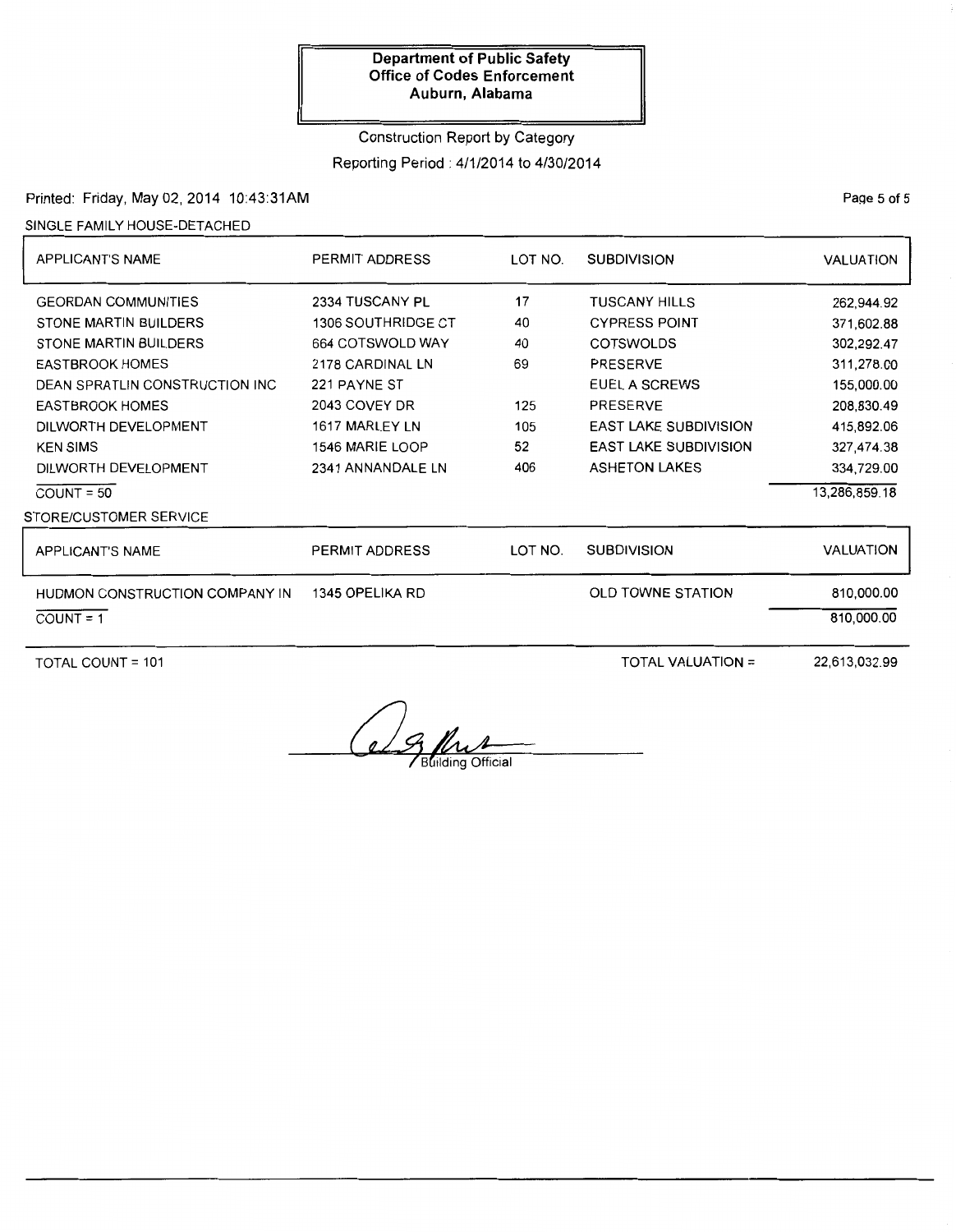**Department of Public Safety**
**Office of Codes Enforcement**
**Auburn, Alabama**

Construction Report by Category

Reporting Period : 4/1/2014 to 4/30/2014

Printed: Friday, May 02, 2014 10:43:31AM

SINGLE FAMILY HOUSE-DETACHED

| APPLICANT'S NAME | PERMIT ADDRESS | LOT NO. | SUBDIVISION | VALUATION |
|---|---|---|---|---|
| GEORDAN COMMUNITIES | 2334 TUSCANY PL | 17 | TUSCANY HILLS | 262,944.92 |
| STONE MARTIN BUILDERS | 1306 SOUTHRIDGE CT | 40 | CYPRESS POINT | 371,602.88 |
| STONE MARTIN BUILDERS | 664 COTSWOLD WAY | 40 | COTSWOLDS | 302,292.47 |
| EASTBROOK HOMES | 2178 CARDINAL LN | 69 | PRESERVE | 311,278.00 |
| DEAN SPRATLIN CONSTRUCTION INC | 221 PAYNE ST | | EUEL A SCREWS | 155,000.00 |
| EASTBROOK HOMES | 2043 COVEY DR | 125 | PRESERVE | 208,830.49 |
| DILWORTH DEVELOPMENT | 1617 MARLEY LN | 105 | EAST LAKE SUBDIVISION | 415,892.06 |
| KEN SIMS | 1546 MARIE LOOP | 52 | EAST LAKE SUBDIVISION | 327,474.38 |
| DILWORTH DEVELOPMENT | 2341 ANNANDALE LN | 406 | ASHETON LAKES | 334,729.00 |
| COUNT = 50 | | | | 13,286,859.18 |

STORE/CUSTOMER SERVICE

| APPLICANT'S NAME | PERMIT ADDRESS | LOT NO. | SUBDIVISION | VALUATION |
|---|---|---|---|---|
| HUDMON CONSTRUCTION COMPANY IN | 1345 OPELIKA RD | | OLD TOWNE STATION | 810,000.00 |
| COUNT = 1 | | | | 810,000.00 |

TOTAL COUNT = 101 TOTAL VALUATION = 22,613,032.99

Building Official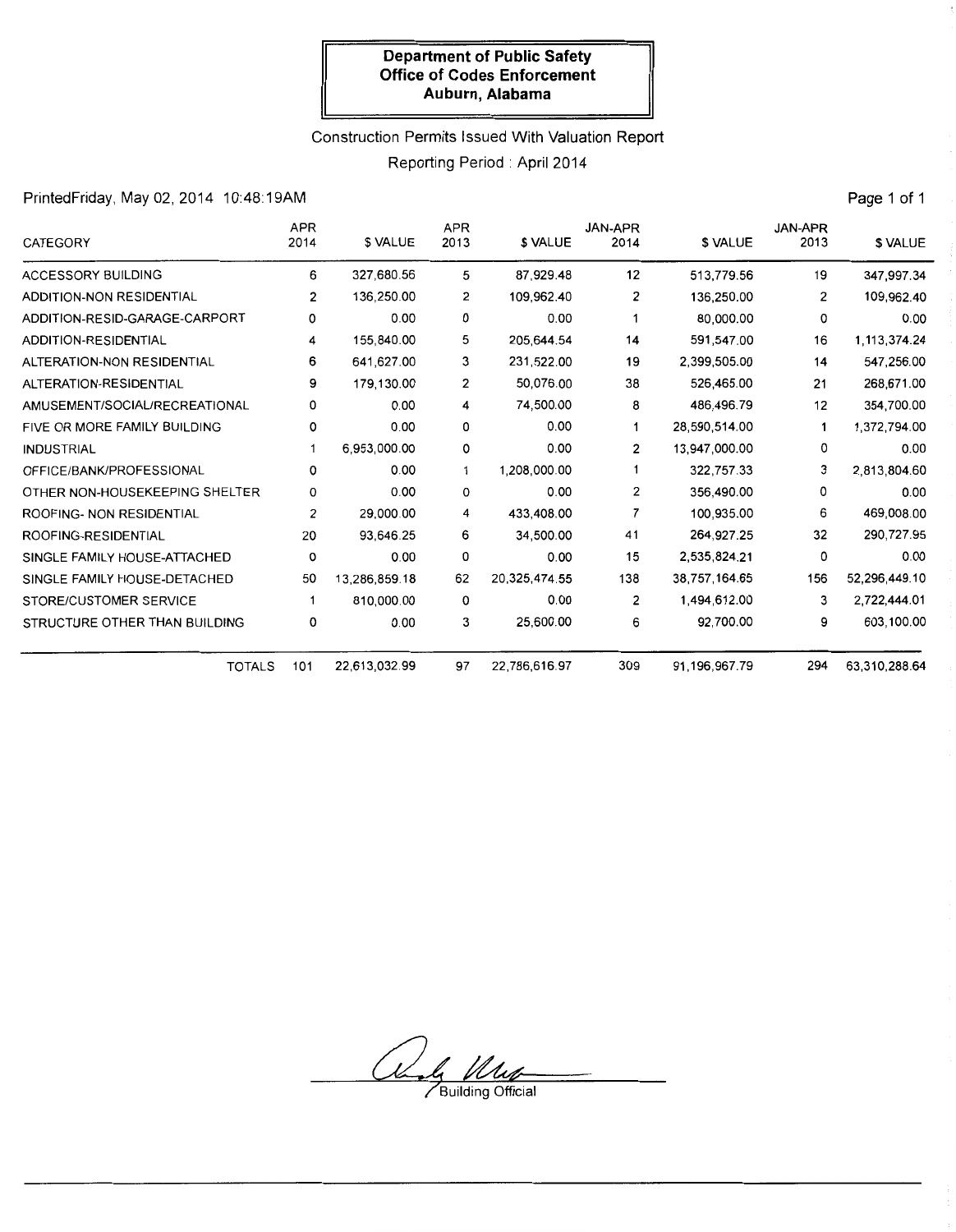**Department of Public Safety**
**Office of Codes Enforcement**
**Auburn, Alabama**

Construction Permits Issued With Valuation Report

Reporting Period : April 2014

PrintedFriday, May 02, 2014 10:48:19AM

| CATEGORY | APR 2014 | $ VALUE | APR 2013 | $ VALUE | JAN-APR 2014 | $ VALUE | JAN-APR 2013 | $ VALUE |
|---|---|---|---|---|---|---|---|---|
| ACCESSORY BUILDING | 6 | 327,680.56 | 5 | 87,929.48 | 12 | 513,779.56 | 19 | 347,997.34 |
| ADDITION-NON RESIDENTIAL | 2 | 136,250.00 | 2 | 109,962.40 | 2 | 136,250.00 | 2 | 109,962.40 |
| ADDITION-RESID-GARAGE-CARPORT | 0 | 0.00 | 0 | 0.00 | 1 | 80,000.00 | 0 | 0.00 |
| ADDITION-RESIDENTIAL | 4 | 155,840.00 | 5 | 205,644.54 | 14 | 591,547.00 | 16 | 1,113,374.24 |
| ALTERATION-NON RESIDENTIAL | 6 | 641,627.00 | 3 | 231,522.00 | 19 | 2,399,505.00 | 14 | 547,256.00 |
| ALTERATION-RESIDENTIAL | 9 | 179,130.00 | 2 | 50,076.00 | 38 | 526,465.00 | 21 | 268,671.00 |
| AMUSEMENT/SOCIAL/RECREATIONAL | 0 | 0.00 | 4 | 74,500.00 | 8 | 486,496.79 | 12 | 354,700.00 |
| FIVE OR MORE FAMILY BUILDING | 0 | 0.00 | 0 | 0.00 | 1 | 28,590,514.00 | 1 | 1,372,794.00 |
| INDUSTRIAL | 1 | 6,953,000.00 | 0 | 0.00 | 2 | 13,947,000.00 | 0 | 0.00 |
| OFFICE/BANK/PROFESSIONAL | 0 | 0.00 | 1 | 1,208,000.00 | 1 | 322,757.33 | 3 | 2,813,804.60 |
| OTHER NON-HOUSEKEEPING SHELTER | 0 | 0.00 | 0 | 0.00 | 2 | 356,490.00 | 0 | 0.00 |
| ROOFING- NON RESIDENTIAL | 2 | 29,000.00 | 4 | 433,408.00 | 7 | 100,935.00 | 6 | 469,008.00 |
| ROOFING-RESIDENTIAL | 20 | 93,646.25 | 6 | 34,500.00 | 41 | 264,927.25 | 32 | 290,727.95 |
| SINGLE FAMILY HOUSE-ATTACHED | 0 | 0.00 | 0 | 0.00 | 15 | 2,535,824.21 | 0 | 0.00 |
| SINGLE FAMILY HOUSE-DETACHED | 50 | 13,286,859.18 | 62 | 20,325,474.55 | 138 | 38,757,164.65 | 156 | 52,296,449.10 |
| STORE/CUSTOMER SERVICE | 1 | 810,000.00 | 0 | 0.00 | 2 | 1,494,612.00 | 3 | 2,722,444.01 |
| STRUCTURE OTHER THAN BUILDING | 0 | 0.00 | 3 | 25,600.00 | 6 | 92,700.00 | 9 | 603,100.00 |
| TOTALS | 101 | 22,613,032.99 | 97 | 22,786,616.97 | 309 | 91,196,967.79 | 294 | 63,310,288.64 |

Building Official